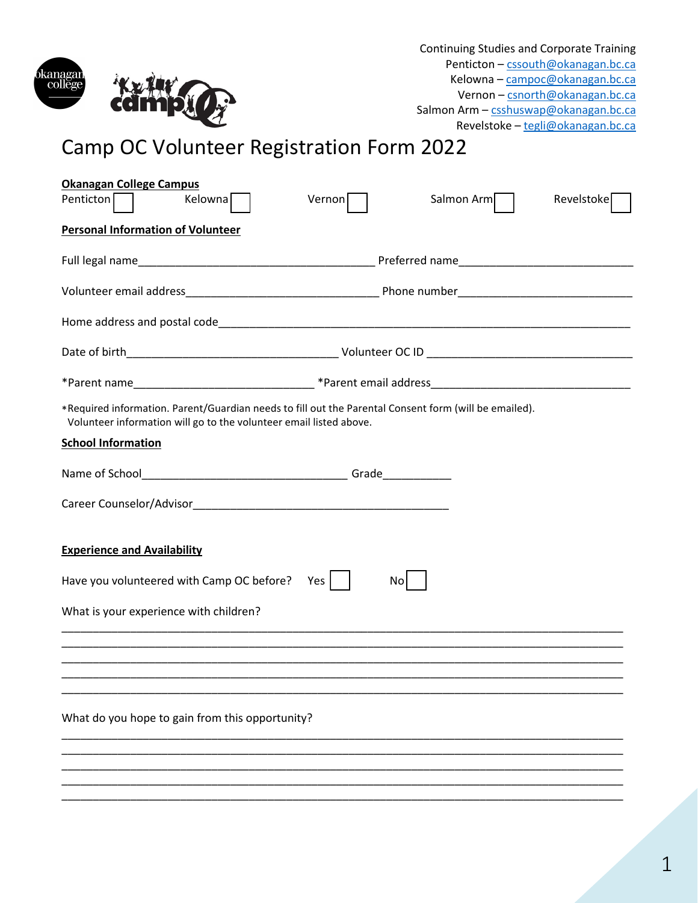Continuing Studies and Corporate Training
Penticton – cssouth@okanagan.bc.ca
Kelowna – campoc@okanagan.bc.ca
Vernon – csnorth@okanagan.bc.ca
Salmon Arm – csshuswap@okanagan.bc.ca
Revelstoke – tegli@okanagan.bc.ca

# Camp OC Volunteer Registration Form 2022

**Okanagan College Campus**

Penticton ☐ Kelowna ☐ Vernon ☐ Salmon Arm ☐ Revelstoke ☐

**Personal Information of Volunteer**

Full legal name_______________________________________ Preferred name___________________________

Volunteer email address_______________________________ Phone number____________________________

Home address and postal code___________________________________________________________________

Date of birth___________________________________ Volunteer OC ID __________________________________

*Parent name_____________________________ *Parent email address________________________________

*Required information. Parent/Guardian needs to fill out the Parental Consent form (will be emailed).
Volunteer information will go to the volunteer email listed above.

**School Information**

Name of School_________________________________ Grade___________

Career Counselor/Advisor__________________________________________

**Experience and Availability**

Have you volunteered with Camp OC before? Yes ☐ No ☐

What is your experience with children?

_____________________________________________________________________________________________
_____________________________________________________________________________________________
_____________________________________________________________________________________________
_____________________________________________________________________________________________
_____________________________________________________________________________________________

What do you hope to gain from this opportunity?

_____________________________________________________________________________________________
_____________________________________________________________________________________________
_____________________________________________________________________________________________
_____________________________________________________________________________________________
_____________________________________________________________________________________________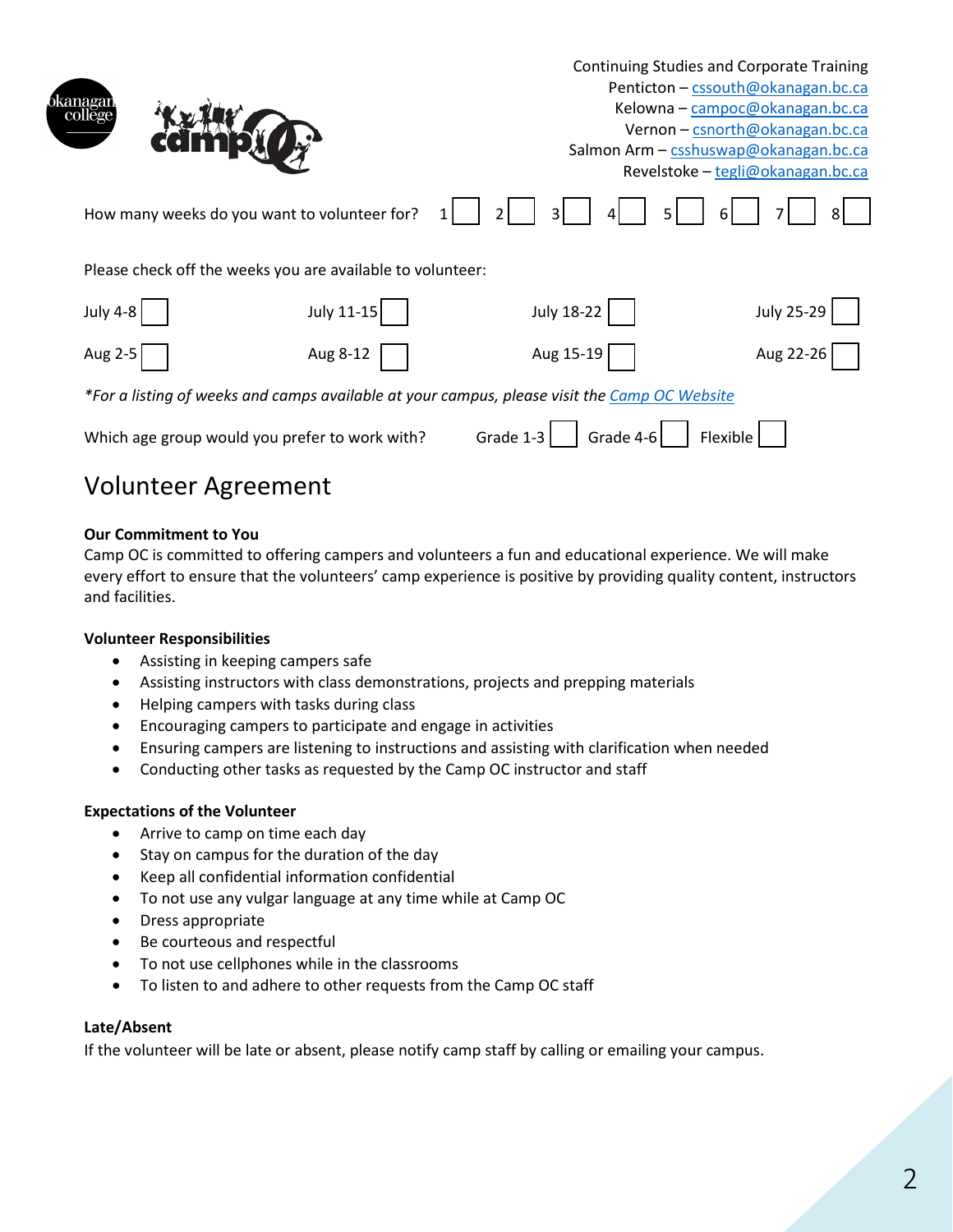Continuing Studies and Corporate Training
Penticton – cssouth@okanagan.bc.ca
Kelowna – campoc@okanagan.bc.ca
Vernon – csnorth@okanagan.bc.ca
Salmon Arm – csshuswap@okanagan.bc.ca
Revelstoke – tegli@okanagan.bc.ca

How many weeks do you want to volunteer for? 1 ☐ 2 ☐ 3 ☐ 4 ☐ 5 ☐ 6 ☐ 7 ☐ 8 ☐

Please check off the weeks you are available to volunteer:

| | | | |
|---|---|---|---|
| July 4-8 ☐ | July 11-15 ☐ | July 18-22 ☐ | July 25-29 ☐ |
| Aug 2-5 ☐ | Aug 8-12 ☐ | Aug 15-19 ☐ | Aug 22-26 ☐ |

*\*For a listing of weeks and camps available at your campus, please visit the Camp OC Website*

Which age group would you prefer to work with? Grade 1-3 ☐ Grade 4-6 ☐ Flexible ☐

# Volunteer Agreement

**Our Commitment to You**

Camp OC is committed to offering campers and volunteers a fun and educational experience. We will make every effort to ensure that the volunteers' camp experience is positive by providing quality content, instructors and facilities.

**Volunteer Responsibilities**

- Assisting in keeping campers safe
- Assisting instructors with class demonstrations, projects and prepping materials
- Helping campers with tasks during class
- Encouraging campers to participate and engage in activities
- Ensuring campers are listening to instructions and assisting with clarification when needed
- Conducting other tasks as requested by the Camp OC instructor and staff

**Expectations of the Volunteer**

- Arrive to camp on time each day
- Stay on campus for the duration of the day
- Keep all confidential information confidential
- To not use any vulgar language at any time while at Camp OC
- Dress appropriate
- Be courteous and respectful
- To not use cellphones while in the classrooms
- To listen to and adhere to other requests from the Camp OC staff

**Late/Absent**

If the volunteer will be late or absent, please notify camp staff by calling or emailing your campus.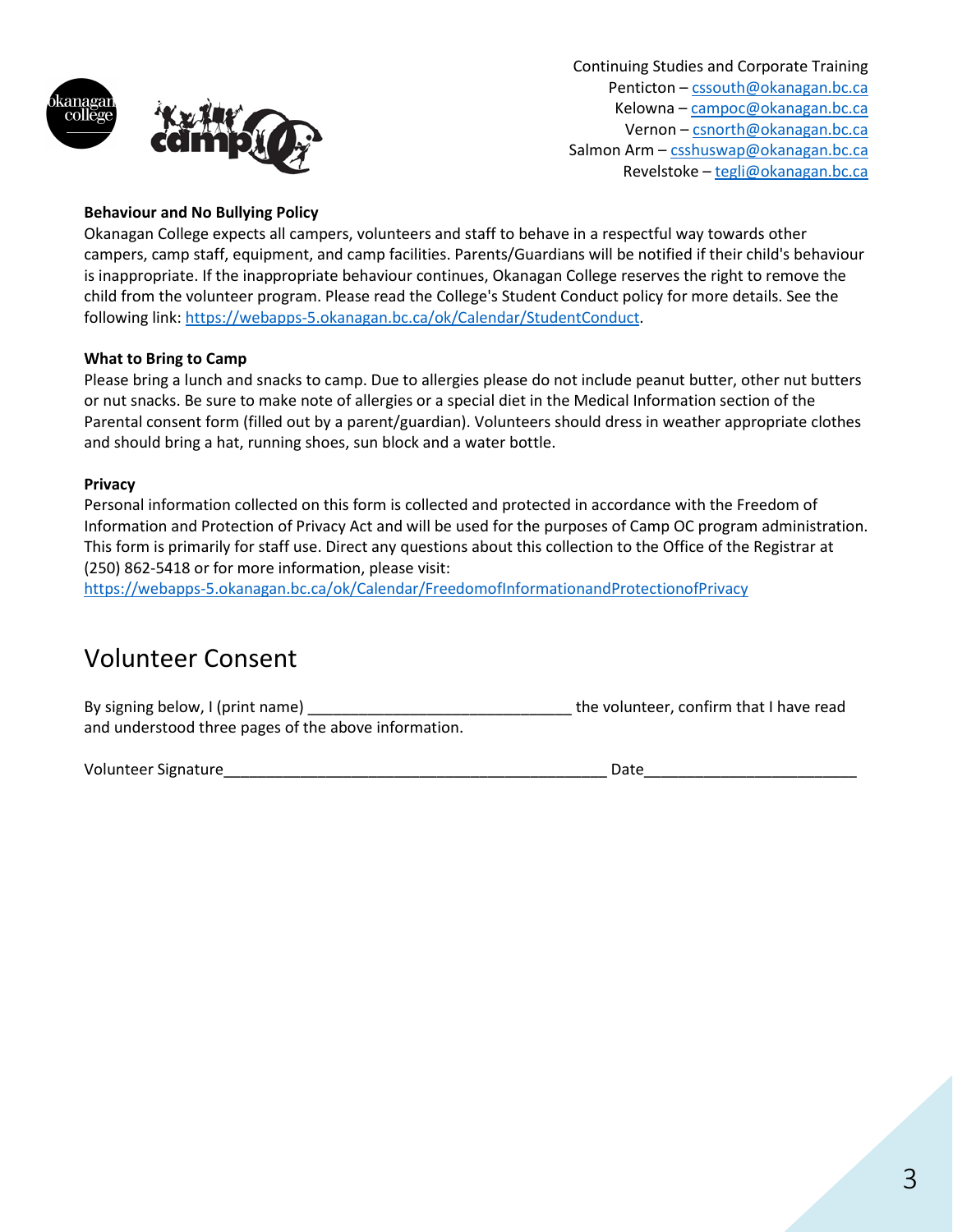Continuing Studies and Corporate Training
Penticton – cssouth@okanagan.bc.ca
Kelowna – campoc@okanagan.bc.ca
Vernon – csnorth@okanagan.bc.ca
Salmon Arm – csshuswap@okanagan.bc.ca
Revelstoke – tegli@okanagan.bc.ca

**Behaviour and No Bullying Policy**

Okanagan College expects all campers, volunteers and staff to behave in a respectful way towards other campers, camp staff, equipment, and camp facilities. Parents/Guardians will be notified if their child's behaviour is inappropriate. If the inappropriate behaviour continues, Okanagan College reserves the right to remove the child from the volunteer program. Please read the College's Student Conduct policy for more details. See the following link: https://webapps-5.okanagan.bc.ca/ok/Calendar/StudentConduct.

**What to Bring to Camp**

Please bring a lunch and snacks to camp. Due to allergies please do not include peanut butter, other nut butters or nut snacks. Be sure to make note of allergies or a special diet in the Medical Information section of the Parental consent form (filled out by a parent/guardian). Volunteers should dress in weather appropriate clothes and should bring a hat, running shoes, sun block and a water bottle.

**Privacy**

Personal information collected on this form is collected and protected in accordance with the Freedom of Information and Protection of Privacy Act and will be used for the purposes of Camp OC program administration. This form is primarily for staff use. Direct any questions about this collection to the Office of the Registrar at (250) 862-5418 or for more information, please visit:
https://webapps-5.okanagan.bc.ca/ok/Calendar/FreedomofInformationandProtectionofPrivacy

# Volunteer Consent

By signing below, I (print name) ______________________________ the volunteer, confirm that I have read and understood three pages of the above information.

Volunteer Signature_____________________________________________ Date________________________